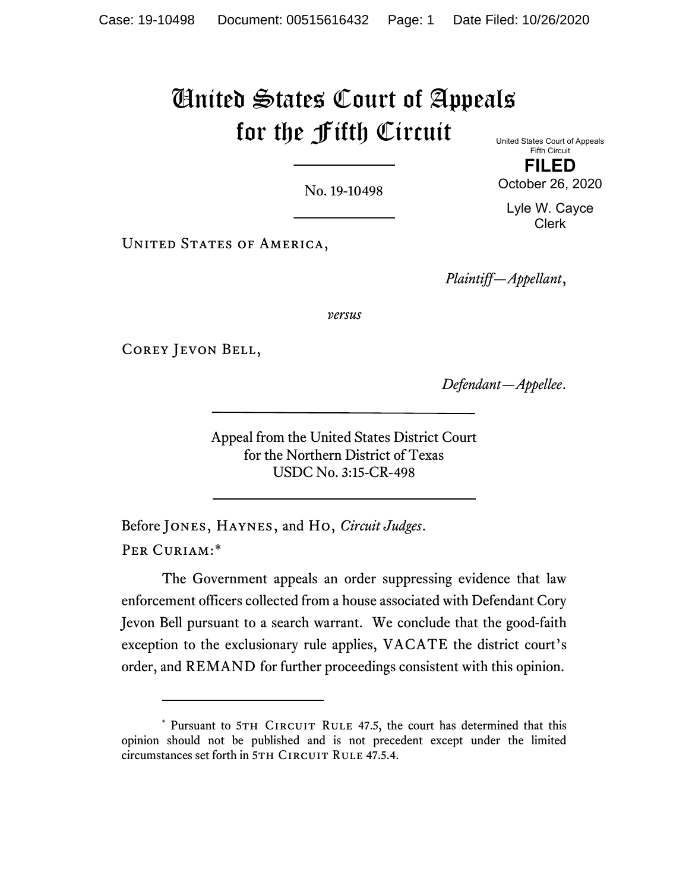# United States Court of Appeals for the Fifth Circuit

United States Court of Appeals
Fifth Circuit

**FILED**

October 26, 2020

Lyle W. Cayce
Clerk

No. 19-10498

United States of America,

*Plaintiff—Appellant*,

*versus*

Corey Jevon Bell,

*Defendant—Appellee*.

Appeal from the United States District Court
for the Northern District of Texas
USDC No. 3:15-CR-498

Before Jones, Haynes, and Ho, *Circuit Judges*.

Per Curiam:*

The Government appeals an order suppressing evidence that law enforcement officers collected from a house associated with Defendant Cory Jevon Bell pursuant to a search warrant. We conclude that the good-faith exception to the exclusionary rule applies, VACATE the district court's order, and REMAND for further proceedings consistent with this opinion.

---

* Pursuant to 5th Circuit Rule 47.5, the court has determined that this opinion should not be published and is not precedent except under the limited circumstances set forth in 5th Circuit Rule 47.5.4.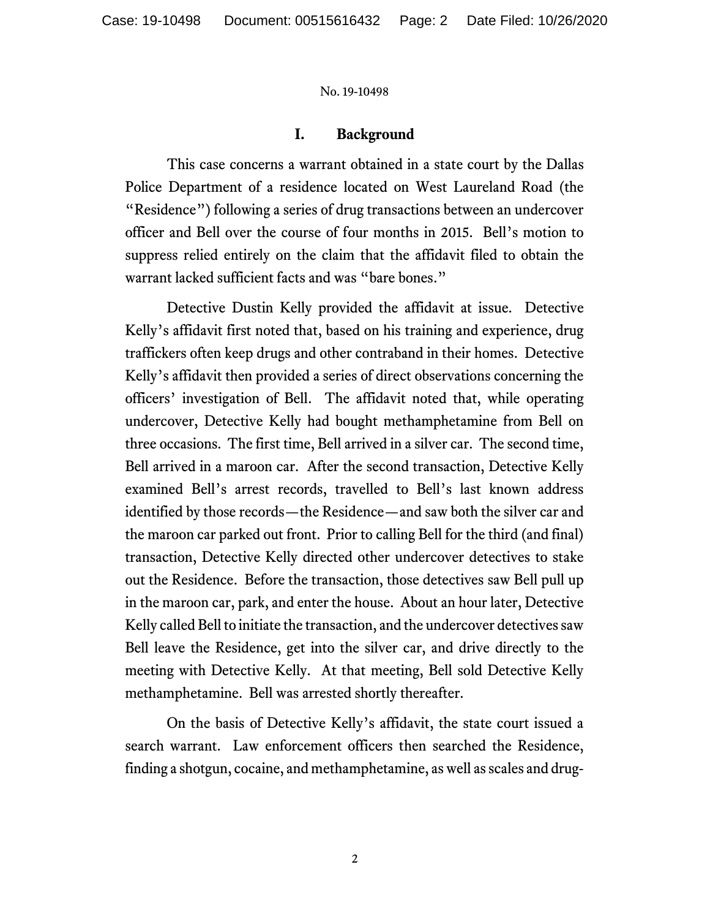## I. Background

This case concerns a warrant obtained in a state court by the Dallas Police Department of a residence located on West Laureland Road (the "Residence") following a series of drug transactions between an undercover officer and Bell over the course of four months in 2015. Bell's motion to suppress relied entirely on the claim that the affidavit filed to obtain the warrant lacked sufficient facts and was "bare bones."

Detective Dustin Kelly provided the affidavit at issue. Detective Kelly's affidavit first noted that, based on his training and experience, drug traffickers often keep drugs and other contraband in their homes. Detective Kelly's affidavit then provided a series of direct observations concerning the officers' investigation of Bell. The affidavit noted that, while operating undercover, Detective Kelly had bought methamphetamine from Bell on three occasions. The first time, Bell arrived in a silver car. The second time, Bell arrived in a maroon car. After the second transaction, Detective Kelly examined Bell's arrest records, travelled to Bell's last known address identified by those records—the Residence—and saw both the silver car and the maroon car parked out front. Prior to calling Bell for the third (and final) transaction, Detective Kelly directed other undercover detectives to stake out the Residence. Before the transaction, those detectives saw Bell pull up in the maroon car, park, and enter the house. About an hour later, Detective Kelly called Bell to initiate the transaction, and the undercover detectives saw Bell leave the Residence, get into the silver car, and drive directly to the meeting with Detective Kelly. At that meeting, Bell sold Detective Kelly methamphetamine. Bell was arrested shortly thereafter.

On the basis of Detective Kelly's affidavit, the state court issued a search warrant. Law enforcement officers then searched the Residence, finding a shotgun, cocaine, and methamphetamine, as well as scales and drug-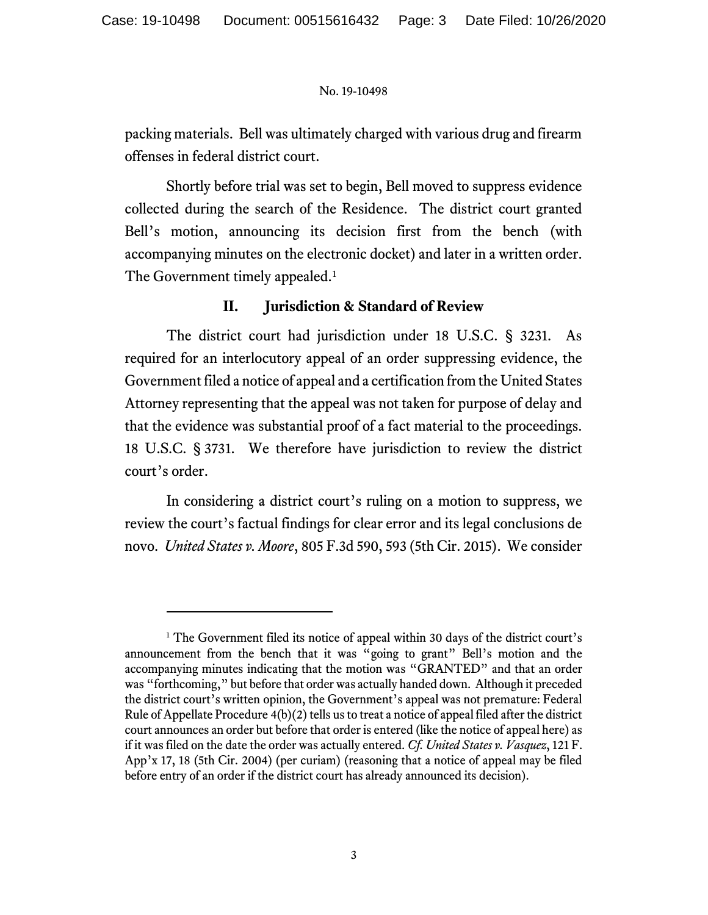packing materials. Bell was ultimately charged with various drug and firearm offenses in federal district court.

Shortly before trial was set to begin, Bell moved to suppress evidence collected during the search of the Residence. The district court granted Bell's motion, announcing its decision first from the bench (with accompanying minutes on the electronic docket) and later in a written order. The Government timely appealed.[1]

## II. Jurisdiction & Standard of Review

The district court had jurisdiction under 18 U.S.C. § 3231. As required for an interlocutory appeal of an order suppressing evidence, the Government filed a notice of appeal and a certification from the United States Attorney representing that the appeal was not taken for purpose of delay and that the evidence was substantial proof of a fact material to the proceedings. 18 U.S.C. § 3731. We therefore have jurisdiction to review the district court's order.

In considering a district court's ruling on a motion to suppress, we review the court's factual findings for clear error and its legal conclusions de novo. *United States v. Moore*, 805 F.3d 590, 593 (5th Cir. 2015). We consider

---

[1] The Government filed its notice of appeal within 30 days of the district court's announcement from the bench that it was "going to grant" Bell's motion and the accompanying minutes indicating that the motion was "GRANTED" and that an order was "forthcoming," but before that order was actually handed down. Although it preceded the district court's written opinion, the Government's appeal was not premature: Federal Rule of Appellate Procedure 4(b)(2) tells us to treat a notice of appeal filed after the district court announces an order but before that order is entered (like the notice of appeal here) as if it was filed on the date the order was actually entered. *Cf. United States v. Vasquez*, 121 F. App'x 17, 18 (5th Cir. 2004) (per curiam) (reasoning that a notice of appeal may be filed before entry of an order if the district court has already announced its decision).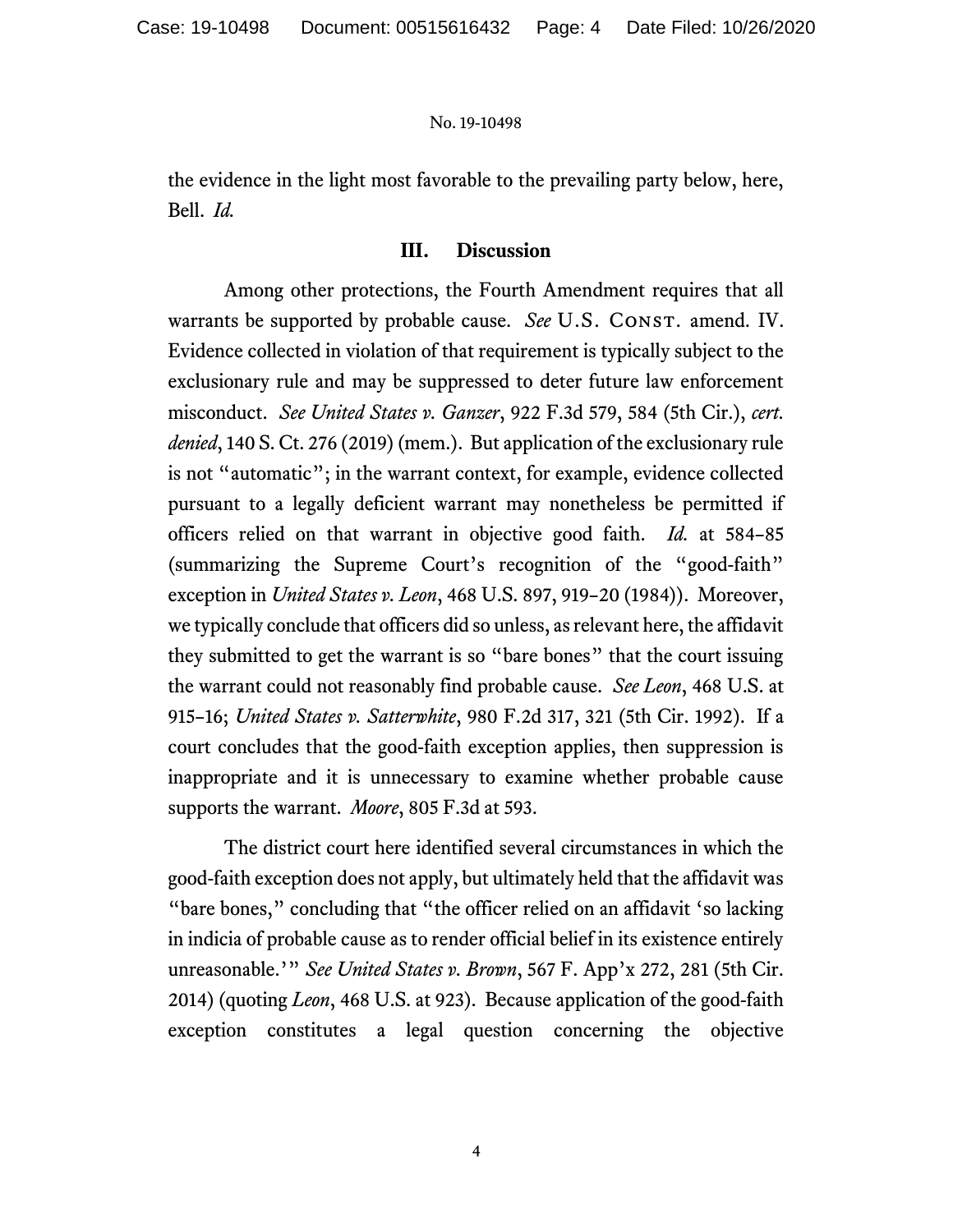the evidence in the light most favorable to the prevailing party below, here, Bell. *Id.*

## III. Discussion

Among other protections, the Fourth Amendment requires that all warrants be supported by probable cause. *See* U.S. CONST. amend. IV. Evidence collected in violation of that requirement is typically subject to the exclusionary rule and may be suppressed to deter future law enforcement misconduct. *See United States v. Ganzer*, 922 F.3d 579, 584 (5th Cir.), *cert. denied*, 140 S. Ct. 276 (2019) (mem.). But application of the exclusionary rule is not "automatic"; in the warrant context, for example, evidence collected pursuant to a legally deficient warrant may nonetheless be permitted if officers relied on that warrant in objective good faith. *Id.* at 584–85 (summarizing the Supreme Court's recognition of the "good-faith" exception in *United States v. Leon*, 468 U.S. 897, 919–20 (1984)). Moreover, we typically conclude that officers did so unless, as relevant here, the affidavit they submitted to get the warrant is so "bare bones" that the court issuing the warrant could not reasonably find probable cause. *See Leon*, 468 U.S. at 915–16; *United States v. Satterwhite*, 980 F.2d 317, 321 (5th Cir. 1992). If a court concludes that the good-faith exception applies, then suppression is inappropriate and it is unnecessary to examine whether probable cause supports the warrant. *Moore*, 805 F.3d at 593.

The district court here identified several circumstances in which the good-faith exception does not apply, but ultimately held that the affidavit was "bare bones," concluding that "the officer relied on an affidavit 'so lacking in indicia of probable cause as to render official belief in its existence entirely unreasonable.'" *See United States v. Brown*, 567 F. App'x 272, 281 (5th Cir. 2014) (quoting *Leon*, 468 U.S. at 923). Because application of the good-faith exception constitutes a legal question concerning the objective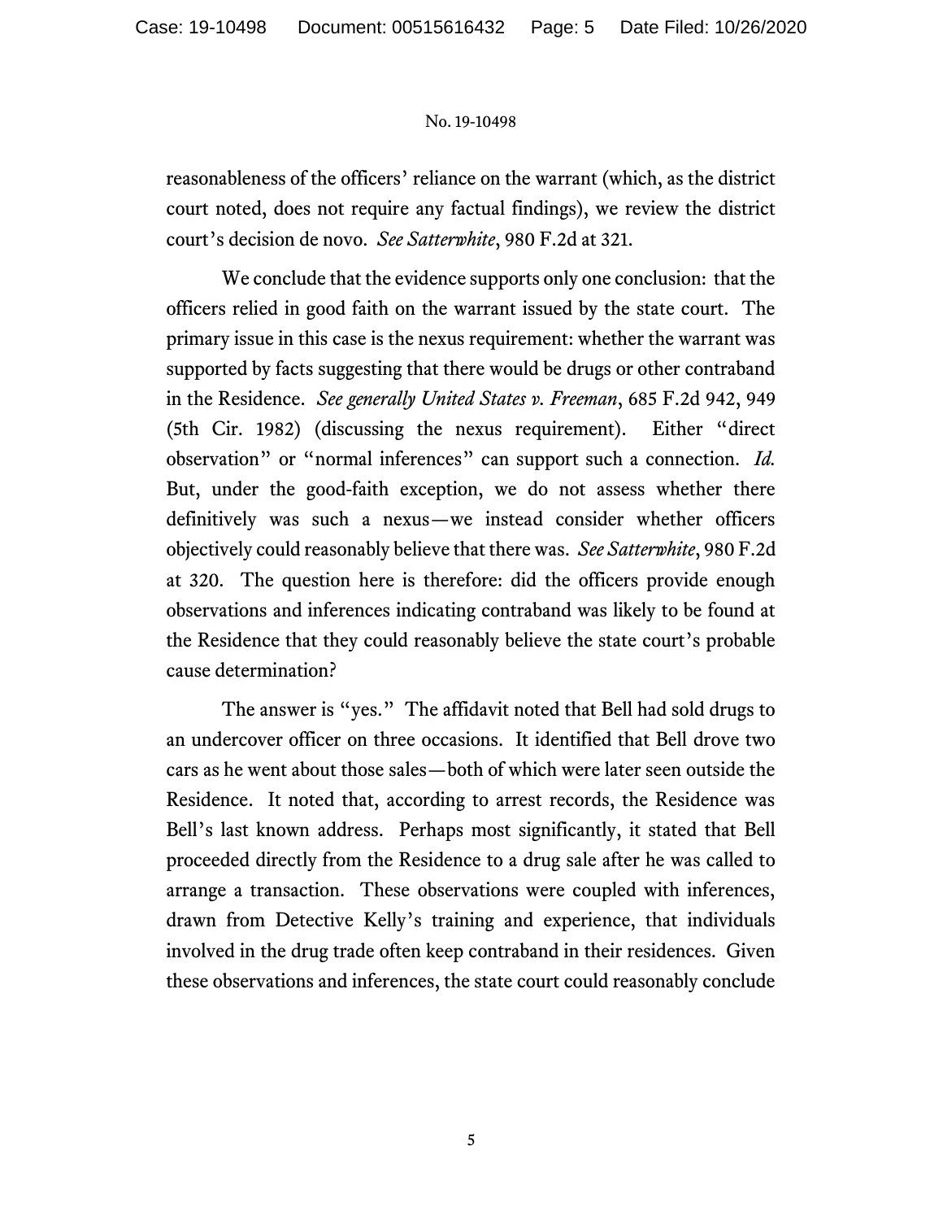reasonableness of the officers' reliance on the warrant (which, as the district court noted, does not require any factual findings), we review the district court's decision de novo. *See Satterwhite*, 980 F.2d at 321.

We conclude that the evidence supports only one conclusion: that the officers relied in good faith on the warrant issued by the state court. The primary issue in this case is the nexus requirement: whether the warrant was supported by facts suggesting that there would be drugs or other contraband in the Residence. *See generally United States v. Freeman*, 685 F.2d 942, 949 (5th Cir. 1982) (discussing the nexus requirement). Either "direct observation" or "normal inferences" can support such a connection. *Id.* But, under the good-faith exception, we do not assess whether there definitively was such a nexus—we instead consider whether officers objectively could reasonably believe that there was. *See Satterwhite*, 980 F.2d at 320. The question here is therefore: did the officers provide enough observations and inferences indicating contraband was likely to be found at the Residence that they could reasonably believe the state court's probable cause determination?

The answer is "yes." The affidavit noted that Bell had sold drugs to an undercover officer on three occasions. It identified that Bell drove two cars as he went about those sales—both of which were later seen outside the Residence. It noted that, according to arrest records, the Residence was Bell's last known address. Perhaps most significantly, it stated that Bell proceeded directly from the Residence to a drug sale after he was called to arrange a transaction. These observations were coupled with inferences, drawn from Detective Kelly's training and experience, that individuals involved in the drug trade often keep contraband in their residences. Given these observations and inferences, the state court could reasonably conclude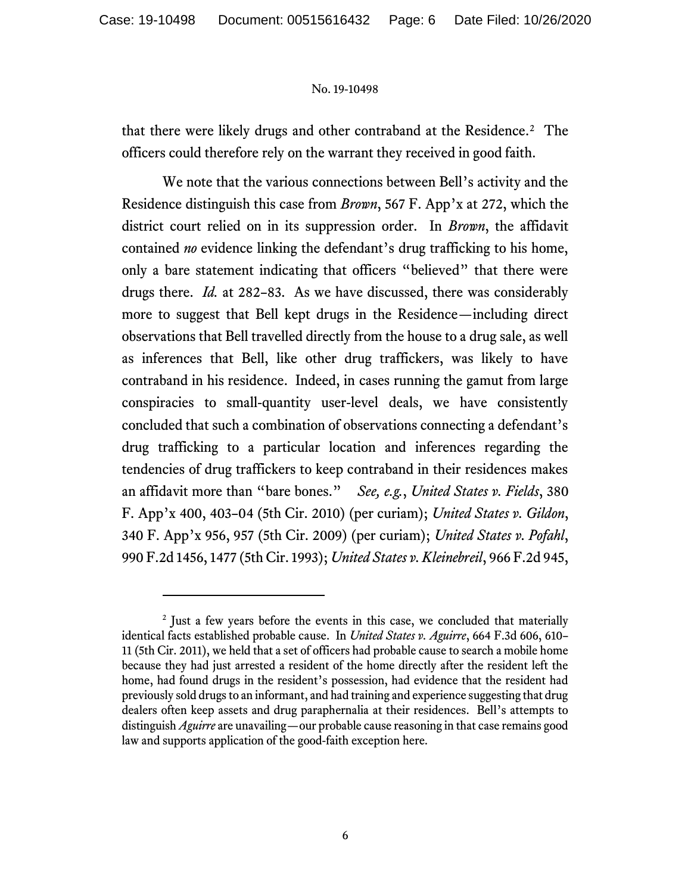that there were likely drugs and other contraband at the Residence.[2] The officers could therefore rely on the warrant they received in good faith.

We note that the various connections between Bell's activity and the Residence distinguish this case from *Brown*, 567 F. App'x at 272, which the district court relied on in its suppression order. In *Brown*, the affidavit contained *no* evidence linking the defendant's drug trafficking to his home, only a bare statement indicating that officers "believed" that there were drugs there. *Id.* at 282–83. As we have discussed, there was considerably more to suggest that Bell kept drugs in the Residence—including direct observations that Bell travelled directly from the house to a drug sale, as well as inferences that Bell, like other drug traffickers, was likely to have contraband in his residence. Indeed, in cases running the gamut from large conspiracies to small-quantity user-level deals, we have consistently concluded that such a combination of observations connecting a defendant's drug trafficking to a particular location and inferences regarding the tendencies of drug traffickers to keep contraband in their residences makes an affidavit more than "bare bones." *See, e.g.*, *United States v. Fields*, 380 F. App'x 400, 403–04 (5th Cir. 2010) (per curiam); *United States v. Gildon*, 340 F. App'x 956, 957 (5th Cir. 2009) (per curiam); *United States v. Pofahl*, 990 F.2d 1456, 1477 (5th Cir. 1993); *United States v. Kleinebreil*, 966 F.2d 945,

---

[2] Just a few years before the events in this case, we concluded that materially identical facts established probable cause. In *United States v. Aguirre*, 664 F.3d 606, 610–11 (5th Cir. 2011), we held that a set of officers had probable cause to search a mobile home because they had just arrested a resident of the home directly after the resident left the home, had found drugs in the resident's possession, had evidence that the resident had previously sold drugs to an informant, and had training and experience suggesting that drug dealers often keep assets and drug paraphernalia at their residences. Bell's attempts to distinguish *Aguirre* are unavailing—our probable cause reasoning in that case remains good law and supports application of the good-faith exception here.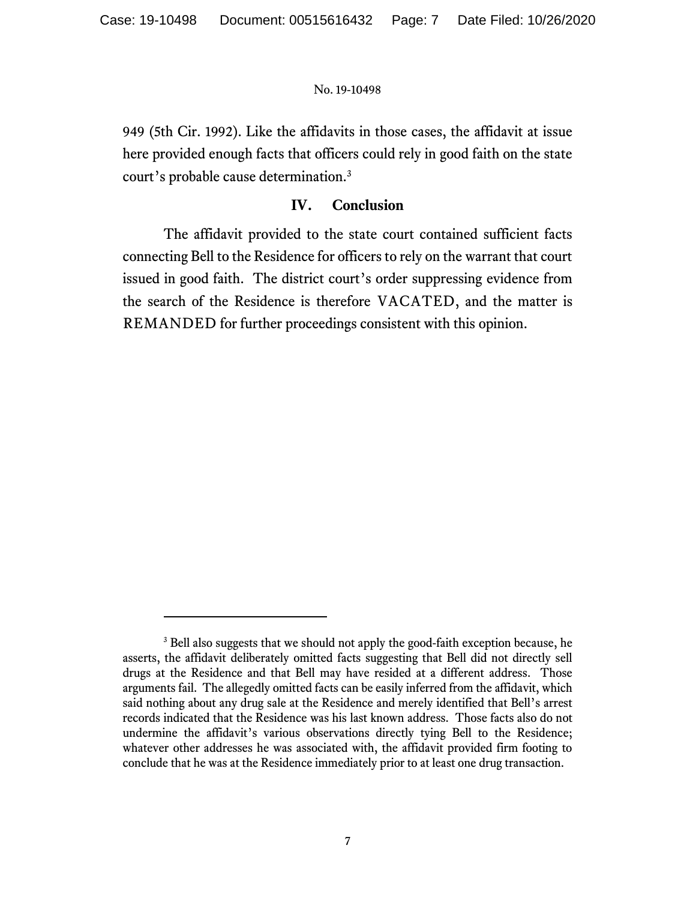949 (5th Cir. 1992). Like the affidavits in those cases, the affidavit at issue here provided enough facts that officers could rely in good faith on the state court's probable cause determination.[3]

## IV. Conclusion

The affidavit provided to the state court contained sufficient facts connecting Bell to the Residence for officers to rely on the warrant that court issued in good faith. The district court's order suppressing evidence from the search of the Residence is therefore VACATED, and the matter is REMANDED for further proceedings consistent with this opinion.

---

[3] Bell also suggests that we should not apply the good-faith exception because, he asserts, the affidavit deliberately omitted facts suggesting that Bell did not directly sell drugs at the Residence and that Bell may have resided at a different address. Those arguments fail. The allegedly omitted facts can be easily inferred from the affidavit, which said nothing about any drug sale at the Residence and merely identified that Bell's arrest records indicated that the Residence was his last known address. Those facts also do not undermine the affidavit's various observations directly tying Bell to the Residence; whatever other addresses he was associated with, the affidavit provided firm footing to conclude that he was at the Residence immediately prior to at least one drug transaction.